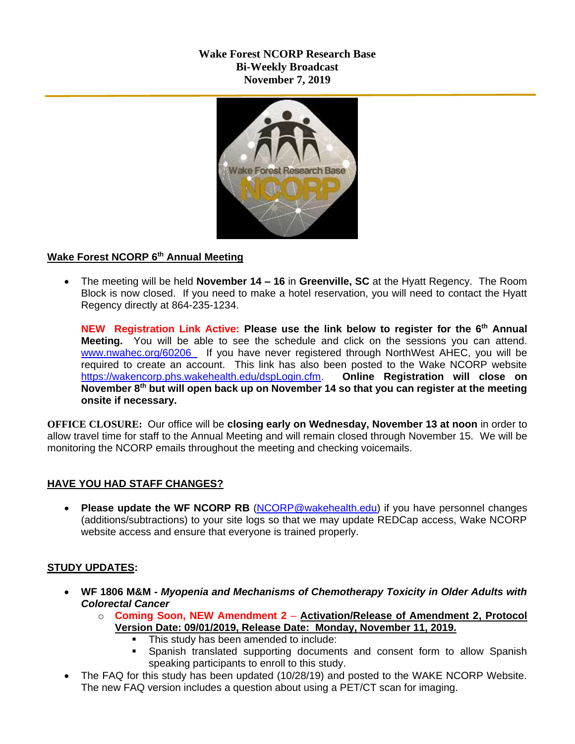**Wake Forest NCORP Research Base**
**Bi-Weekly Broadcast**
**November 7, 2019**

## Wake Forest NCORP 6th Annual Meeting

- The meeting will be held **November 14 – 16** in **Greenville, SC** at the Hyatt Regency. The Room Block is now closed. If you need to make a hotel reservation, you will need to contact the Hyatt Regency directly at 864-235-1234.

  **NEW Registration Link Active: Please use the link below to register for the 6th Annual Meeting.** You will be able to see the schedule and click on the sessions you can attend. www.nwahec.org/60206 If you have never registered through NorthWest AHEC, you will be required to create an account. This link has also been posted to the Wake NCORP website https://wakencorp.phs.wakehealth.edu/dspLogin.cfm. **Online Registration will close on November 8th but will open back up on November 14 so that you can register at the meeting onsite if necessary.**

**OFFICE CLOSURE:** Our office will be **closing early on Wednesday, November 13 at noon** in order to allow travel time for staff to the Annual Meeting and will remain closed through November 15. We will be monitoring the NCORP emails throughout the meeting and checking voicemails.

## HAVE YOU HAD STAFF CHANGES?

- **Please update the WF NCORP RB** (NCORP@wakehealth.edu) if you have personnel changes (additions/subtractions) to your site logs so that we may update REDCap access, Wake NCORP website access and ensure that everyone is trained properly.

## STUDY UPDATES:

- **WF 1806 M&M -** ***Myopenia and Mechanisms of Chemotherapy Toxicity in Older Adults with Colorectal Cancer***
  - **Coming Soon, NEW Amendment 2** – **Activation/Release of Amendment 2, Protocol Version Date: 09/01/2019, Release Date: Monday, November 11, 2019.**
    - This study has been amended to include:
    - Spanish translated supporting documents and consent form to allow Spanish speaking participants to enroll to this study.
- The FAQ for this study has been updated (10/28/19) and posted to the WAKE NCORP Website. The new FAQ version includes a question about using a PET/CT scan for imaging.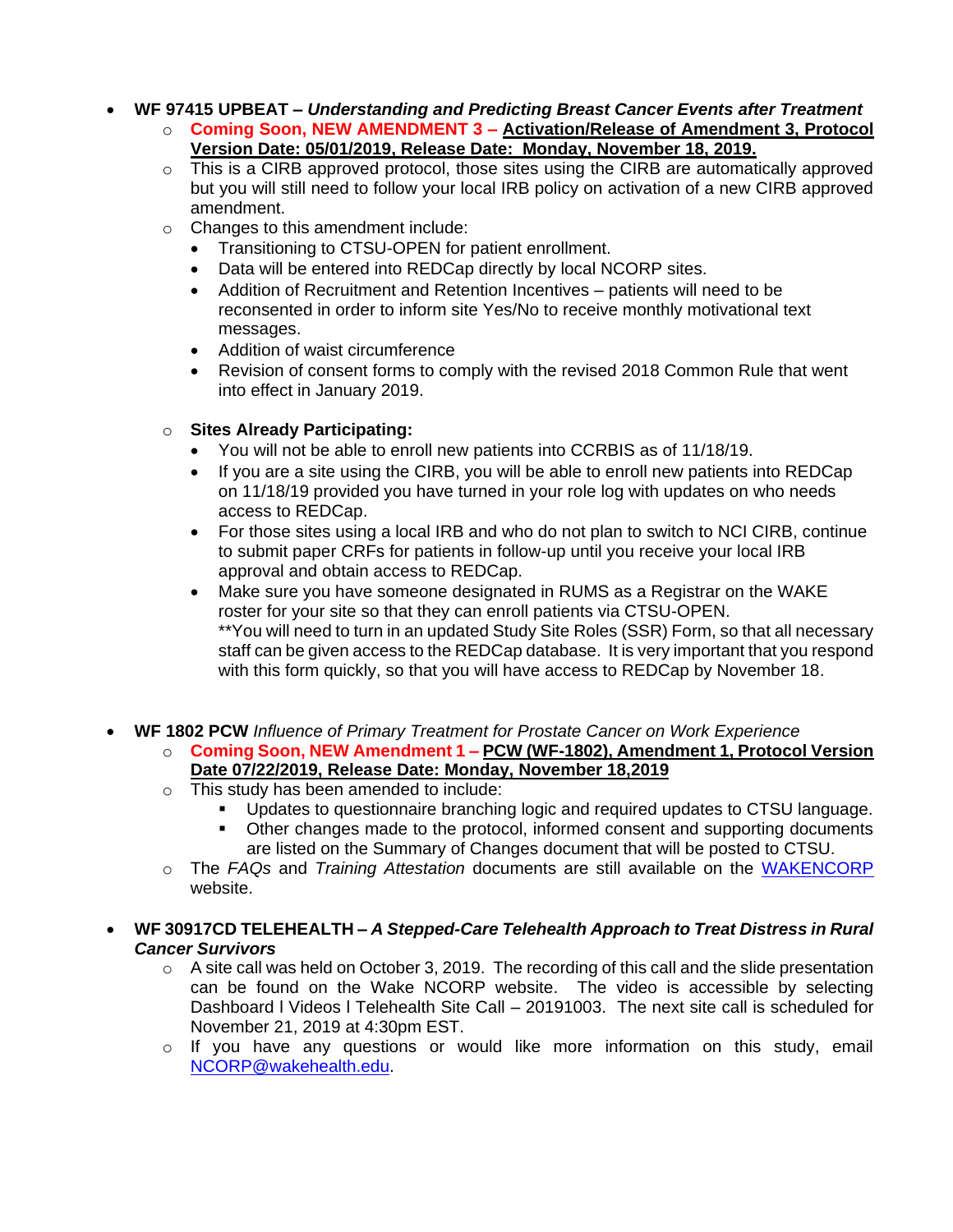- **WF 97415 UPBEAT –** ***Understanding and Predicting Breast Cancer Events after Treatment***
  - **Coming Soon, NEW AMENDMENT 3 – Activation/Release of Amendment 3, Protocol Version Date: 05/01/2019, Release Date: Monday, November 18, 2019.**
  - This is a CIRB approved protocol, those sites using the CIRB are automatically approved but you will still need to follow your local IRB policy on activation of a new CIRB approved amendment.
  - Changes to this amendment include:
    - Transitioning to CTSU-OPEN for patient enrollment.
    - Data will be entered into REDCap directly by local NCORP sites.
    - Addition of Recruitment and Retention Incentives – patients will need to be reconsented in order to inform site Yes/No to receive monthly motivational text messages.
    - Addition of waist circumference
    - Revision of consent forms to comply with the revised 2018 Common Rule that went into effect in January 2019.
  - **Sites Already Participating:**
    - You will not be able to enroll new patients into CCRBIS as of 11/18/19.
    - If you are a site using the CIRB, you will be able to enroll new patients into REDCap on 11/18/19 provided you have turned in your role log with updates on who needs access to REDCap.
    - For those sites using a local IRB and who do not plan to switch to NCI CIRB, continue to submit paper CRFs for patients in follow-up until you receive your local IRB approval and obtain access to REDCap.
    - Make sure you have someone designated in RUMS as a Registrar on the WAKE roster for your site so that they can enroll patients via CTSU-OPEN.
      **You will need to turn in an updated Study Site Roles (SSR) Form, so that all necessary staff can be given access to the REDCap database. It is very important that you respond with this form quickly, so that you will have access to REDCap by November 18.

- **WF 1802 PCW** *Influence of Primary Treatment for Prostate Cancer on Work Experience*
  - **Coming Soon, NEW Amendment 1 – PCW (WF-1802), Amendment 1, Protocol Version Date 07/22/2019, Release Date: Monday, November 18,2019**
  - This study has been amended to include:
    - Updates to questionnaire branching logic and required updates to CTSU language.
    - Other changes made to the protocol, informed consent and supporting documents are listed on the Summary of Changes document that will be posted to CTSU.
  - The *FAQs* and *Training Attestation* documents are still available on the WAKENCORP website.

- **WF 30917CD TELEHEALTH –** ***A Stepped-Care Telehealth Approach to Treat Distress in Rural Cancer Survivors***
  - A site call was held on October 3, 2019. The recording of this call and the slide presentation can be found on the Wake NCORP website. The video is accessible by selecting Dashboard l Videos l Telehealth Site Call – 20191003. The next site call is scheduled for November 21, 2019 at 4:30pm EST.
  - If you have any questions or would like more information on this study, email NCORP@wakehealth.edu.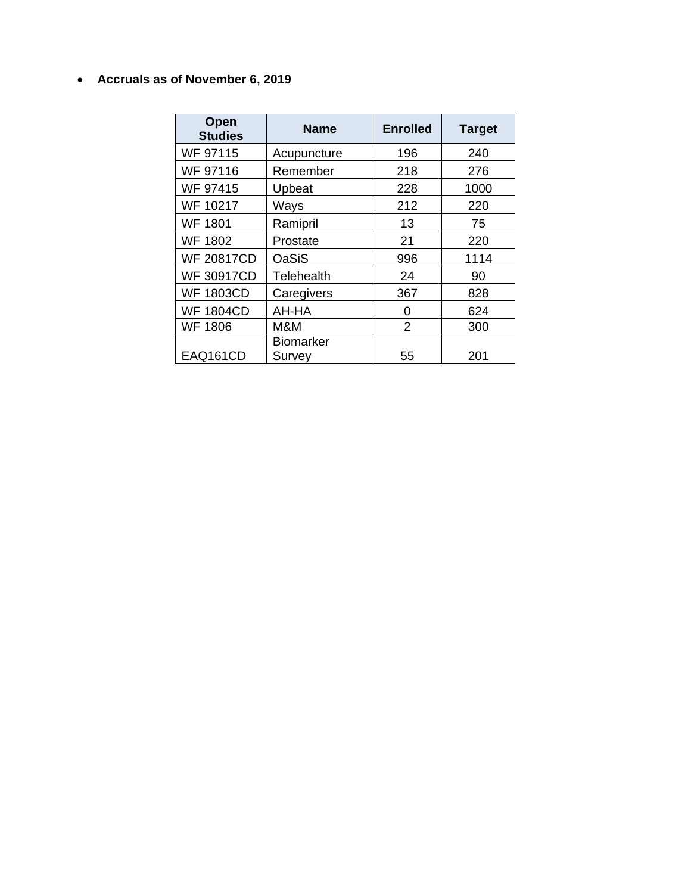- **Accruals as of November 6, 2019**

| Open Studies | Name | Enrolled | Target |
|---|---|---|---|
| WF 97115 | Acupuncture | 196 | 240 |
| WF 97116 | Remember | 218 | 276 |
| WF 97415 | Upbeat | 228 | 1000 |
| WF 10217 | Ways | 212 | 220 |
| WF 1801 | Ramipril | 13 | 75 |
| WF 1802 | Prostate | 21 | 220 |
| WF 20817CD | OaSiS | 996 | 1114 |
| WF 30917CD | Telehealth | 24 | 90 |
| WF 1803CD | Caregivers | 367 | 828 |
| WF 1804CD | AH-HA | 0 | 624 |
| WF 1806 | M&M | 2 | 300 |
| EAQ161CD | Biomarker Survey | 55 | 201 |